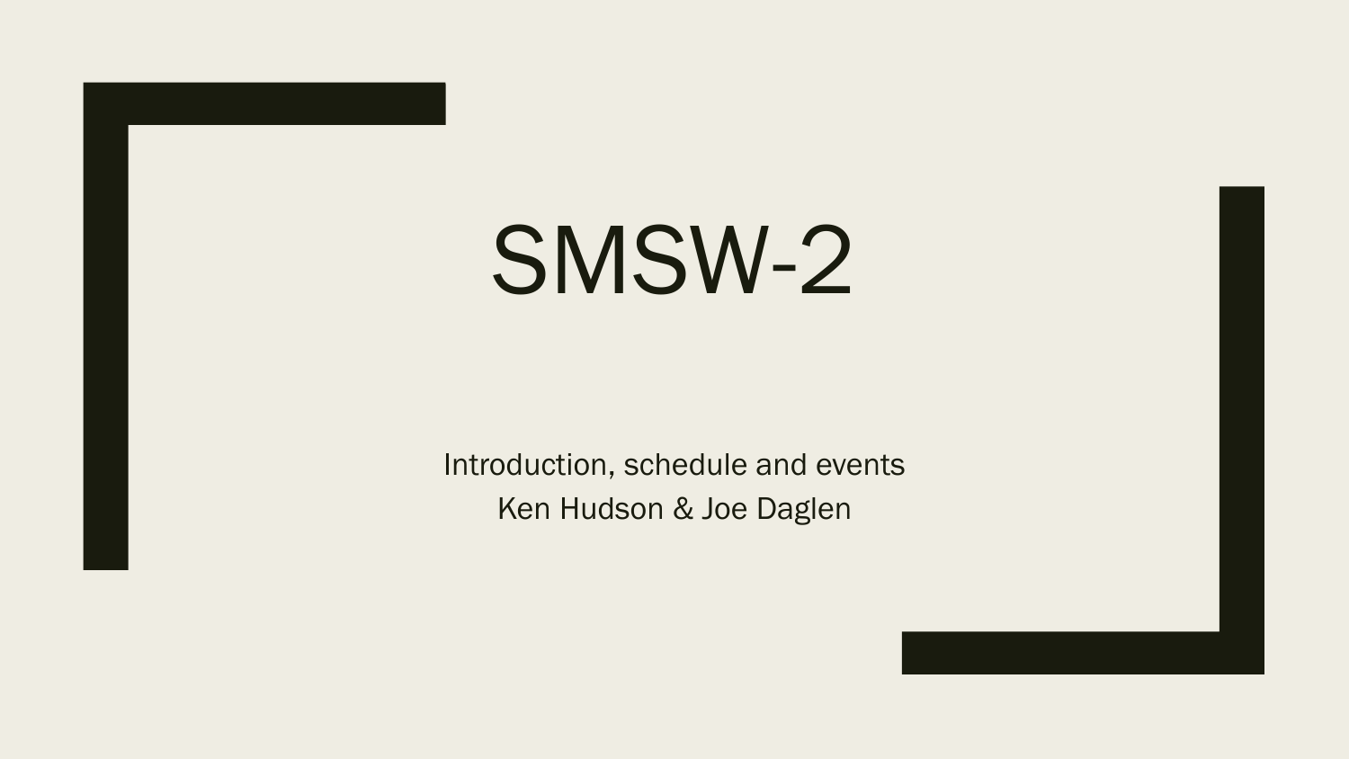# SMSW-2

Introduction, schedule and events

Ken Hudson & Joe Daglen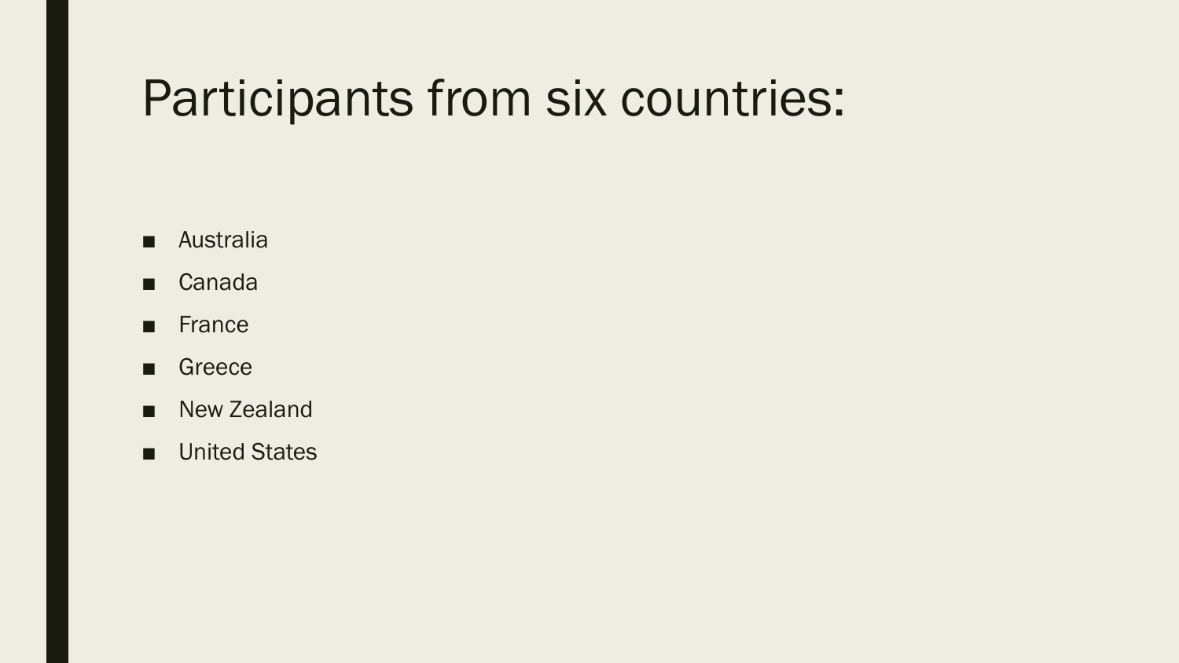# Participants from six countries:

- Australia
- Canada
- France
- Greece
- New Zealand
- United States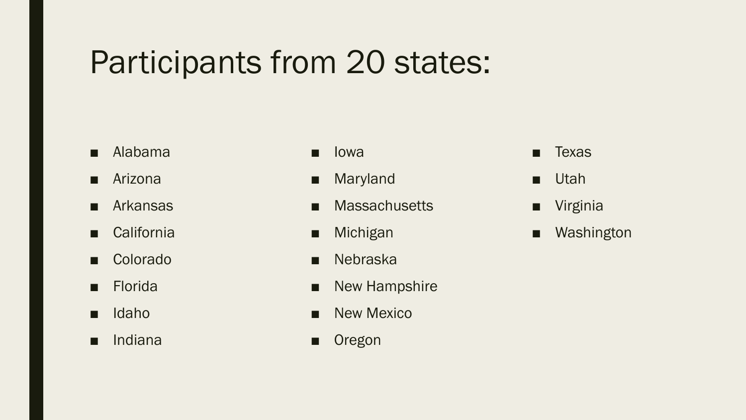# Participants from 20 states:

- Alabama
- Arizona
- Arkansas
- California
- Colorado
- Florida
- Idaho
- Indiana
- Iowa
- Maryland
- Massachusetts
- Michigan
- Nebraska
- New Hampshire
- New Mexico
- Oregon
- Texas
- Utah
- Virginia
- Washington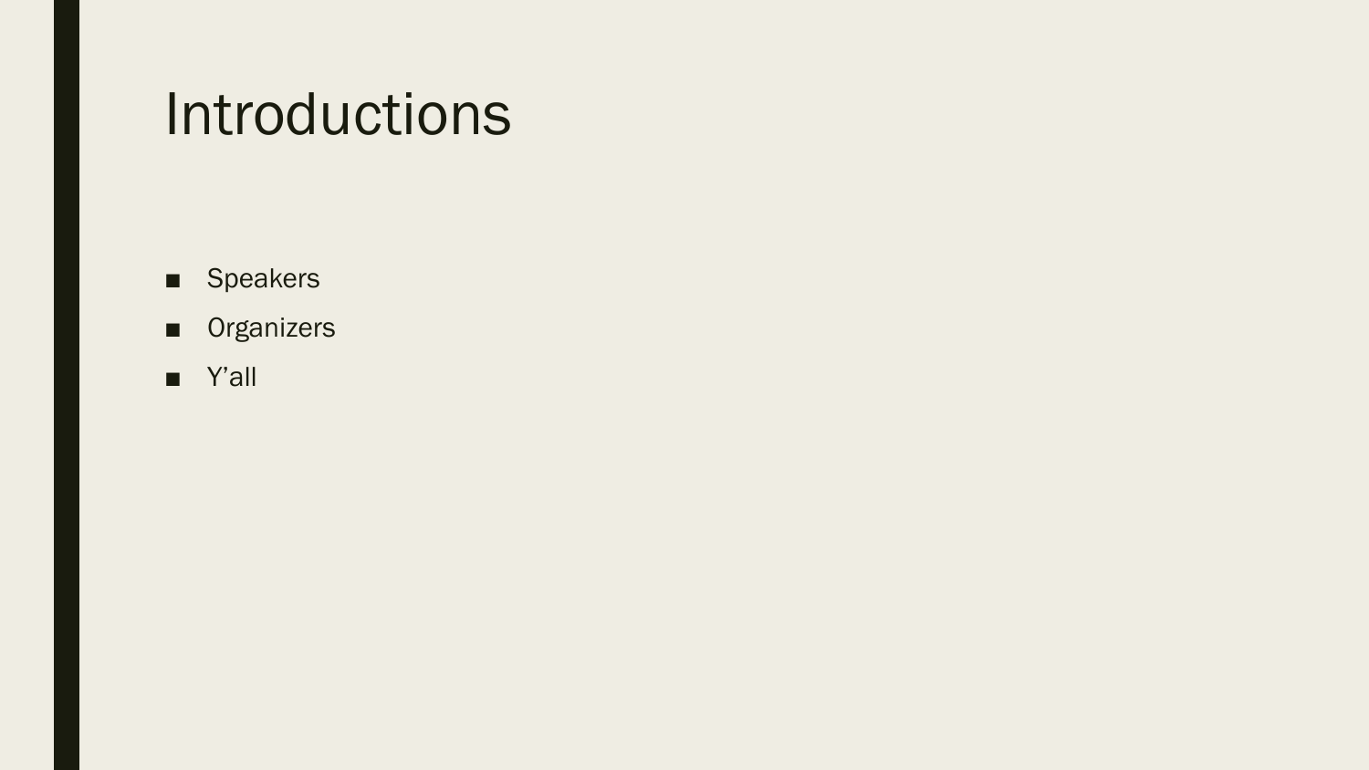# Introductions

- Speakers
- Organizers
- Y'all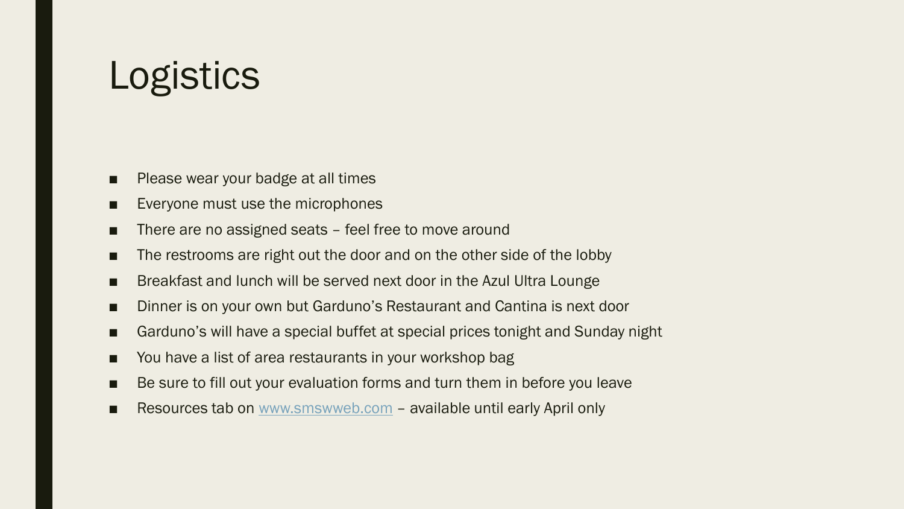# Logistics

- Please wear your badge at all times
- Everyone must use the microphones
- There are no assigned seats – feel free to move around
- The restrooms are right out the door and on the other side of the lobby
- Breakfast and lunch will be served next door in the Azul Ultra Lounge
- Dinner is on your own but Garduno's Restaurant and Cantina is next door
- Garduno's will have a special buffet at special prices tonight and Sunday night
- You have a list of area restaurants in your workshop bag
- Be sure to fill out your evaluation forms and turn them in before you leave
- Resources tab on [www.smswweb.com](http://www.smswweb.com) – available until early April only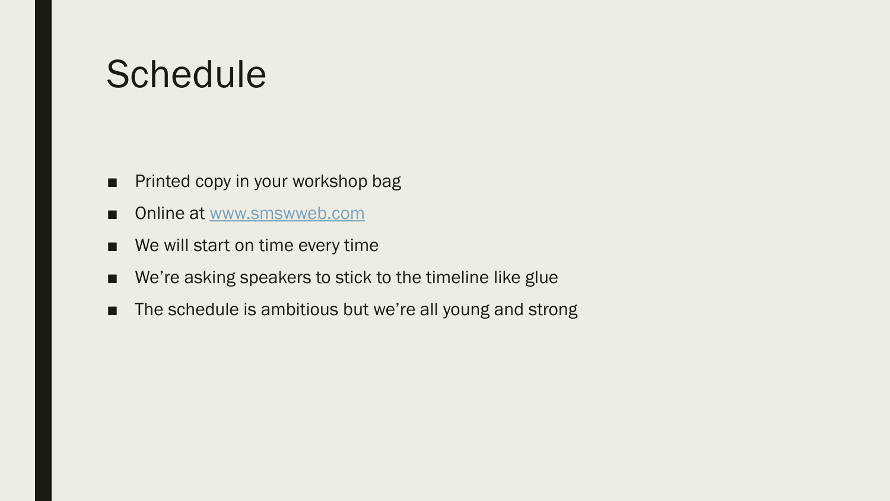# Schedule

- Printed copy in your workshop bag
- Online at [www.smswweb.com](http://www.smswweb.com)
- We will start on time every time
- We're asking speakers to stick to the timeline like glue
- The schedule is ambitious but we're all young and strong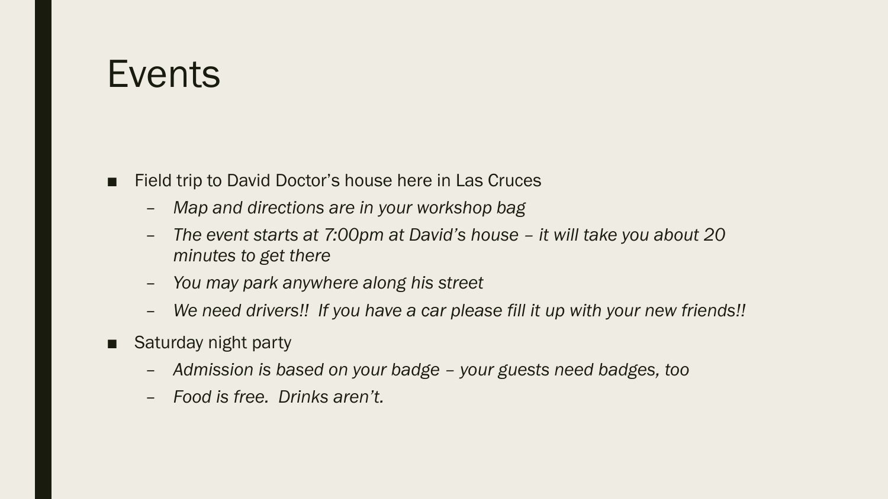# Events

- Field trip to David Doctor's house here in Las Cruces
  - *Map and directions are in your workshop bag*
  - *The event starts at 7:00pm at David's house – it will take you about 20 minutes to get there*
  - *You may park anywhere along his street*
  - *We need drivers!! If you have a car please fill it up with your new friends!!*
- Saturday night party
  - *Admission is based on your badge – your guests need badges, too*
  - *Food is free. Drinks aren't.*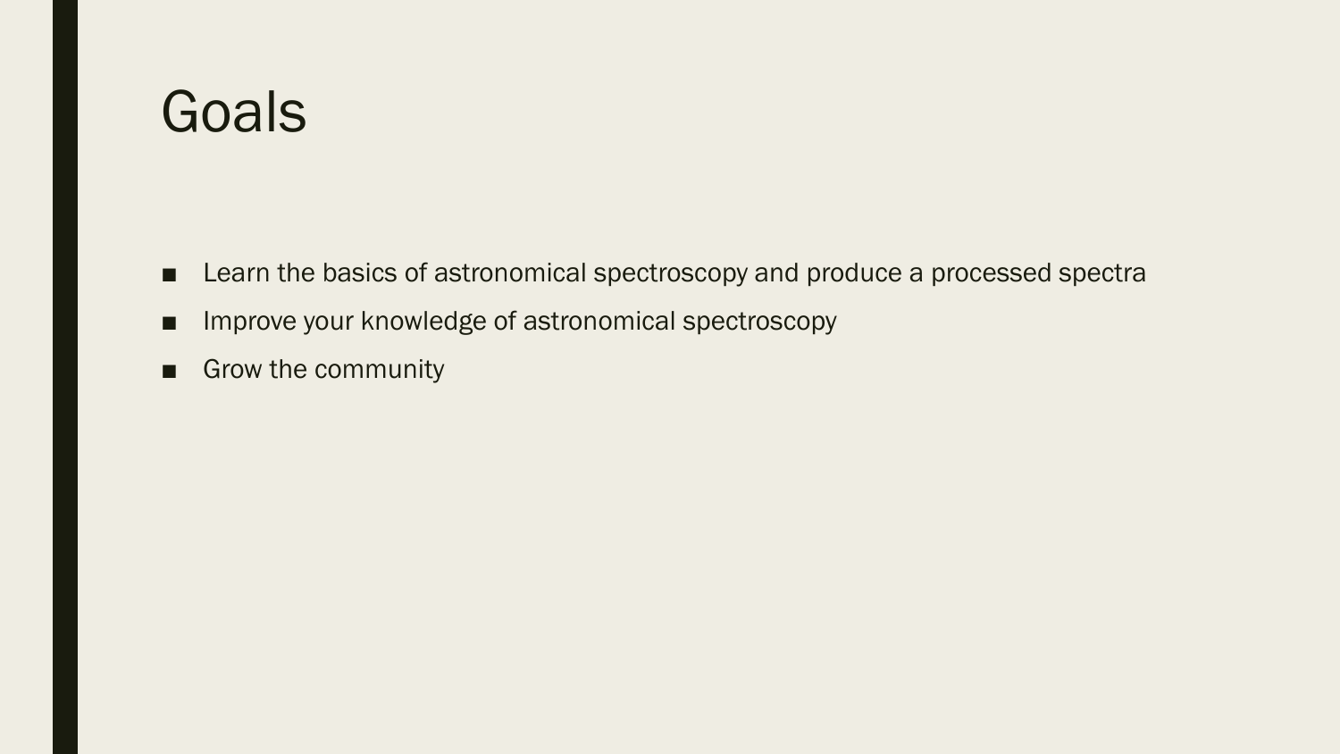# Goals

- Learn the basics of astronomical spectroscopy and produce a processed spectra
- Improve your knowledge of astronomical spectroscopy
- Grow the community